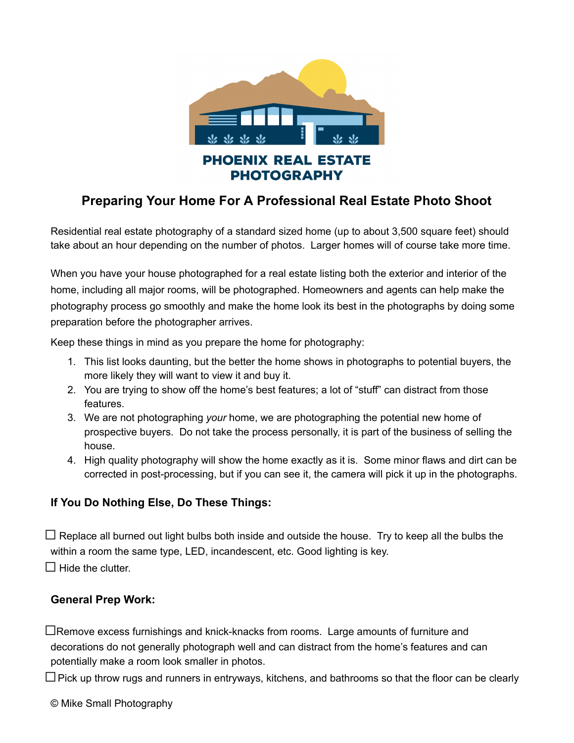PHOENIX REAL ESTATE PHOTOGRAPHY

# Preparing Your Home For A Professional Real Estate Photo Shoot

Residential real estate photography of a standard sized home (up to about 3,500 square feet) should take about an hour depending on the number of photos. Larger homes will of course take more time.

When you have your house photographed for a real estate listing both the exterior and interior of the home, including all major rooms, will be photographed. Homeowners and agents can help make the photography process go smoothly and make the home look its best in the photographs by doing some preparation before the photographer arrives.

Keep these things in mind as you prepare the home for photography:

1. This list looks daunting, but the better the home shows in photographs to potential buyers, the more likely they will want to view it and buy it.
2. You are trying to show off the home's best features; a lot of "stuff" can distract from those features.
3. We are not photographing *your* home, we are photographing the potential new home of prospective buyers. Do not take the process personally, it is part of the business of selling the house.
4. High quality photography will show the home exactly as it is. Some minor flaws and dirt can be corrected in post-processing, but if you can see it, the camera will pick it up in the photographs.

### If You Do Nothing Else, Do These Things:

☐ Replace all burned out light bulbs both inside and outside the house. Try to keep all the bulbs the within a room the same type, LED, incandescent, etc. Good lighting is key.

☐ Hide the clutter.

### General Prep Work:

☐Remove excess furnishings and knick-knacks from rooms. Large amounts of furniture and decorations do not generally photograph well and can distract from the home's features and can potentially make a room look smaller in photos.

☐ Pick up throw rugs and runners in entryways, kitchens, and bathrooms so that the floor can be clearly

© Mike Small Photography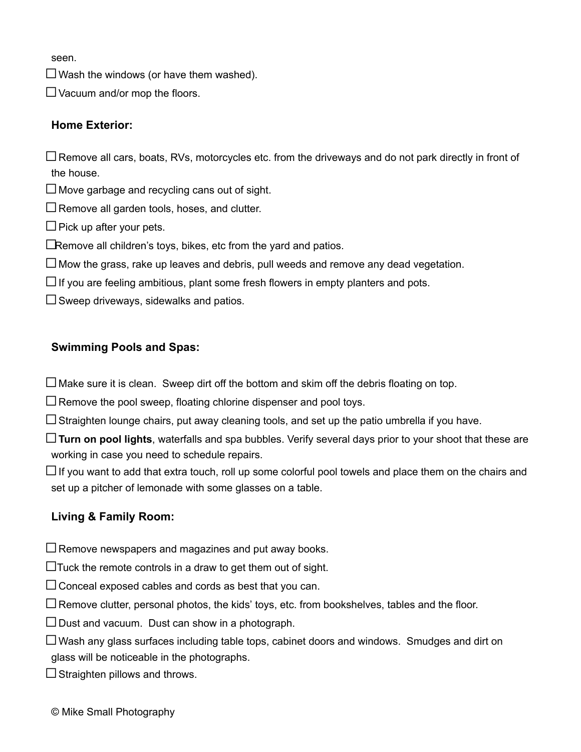seen.

- ☐ Wash the windows (or have them washed).
- ☐ Vacuum and/or mop the floors.

**Home Exterior:**

- ☐ Remove all cars, boats, RVs, motorcycles etc. from the driveways and do not park directly in front of the house.
- ☐ Move garbage and recycling cans out of sight.
- ☐ Remove all garden tools, hoses, and clutter.
- ☐ Pick up after your pets.
- ☐ Remove all children's toys, bikes, etc from the yard and patios.
- ☐ Mow the grass, rake up leaves and debris, pull weeds and remove any dead vegetation.
- ☐ If you are feeling ambitious, plant some fresh flowers in empty planters and pots.
- ☐ Sweep driveways, sidewalks and patios.

**Swimming Pools and Spas:**

- ☐ Make sure it is clean. Sweep dirt off the bottom and skim off the debris floating on top.
- ☐ Remove the pool sweep, floating chlorine dispenser and pool toys.
- ☐ Straighten lounge chairs, put away cleaning tools, and set up the patio umbrella if you have.
- ☐ **Turn on pool lights**, waterfalls and spa bubbles. Verify several days prior to your shoot that these are working in case you need to schedule repairs.
- ☐ If you want to add that extra touch, roll up some colorful pool towels and place them on the chairs and set up a pitcher of lemonade with some glasses on a table.

**Living & Family Room:**

- ☐ Remove newspapers and magazines and put away books.
- ☐ Tuck the remote controls in a draw to get them out of sight.
- ☐ Conceal exposed cables and cords as best that you can.
- ☐ Remove clutter, personal photos, the kids' toys, etc. from bookshelves, tables and the floor.
- ☐ Dust and vacuum. Dust can show in a photograph.
- ☐ Wash any glass surfaces including table tops, cabinet doors and windows. Smudges and dirt on glass will be noticeable in the photographs.
- ☐ Straighten pillows and throws.

© Mike Small Photography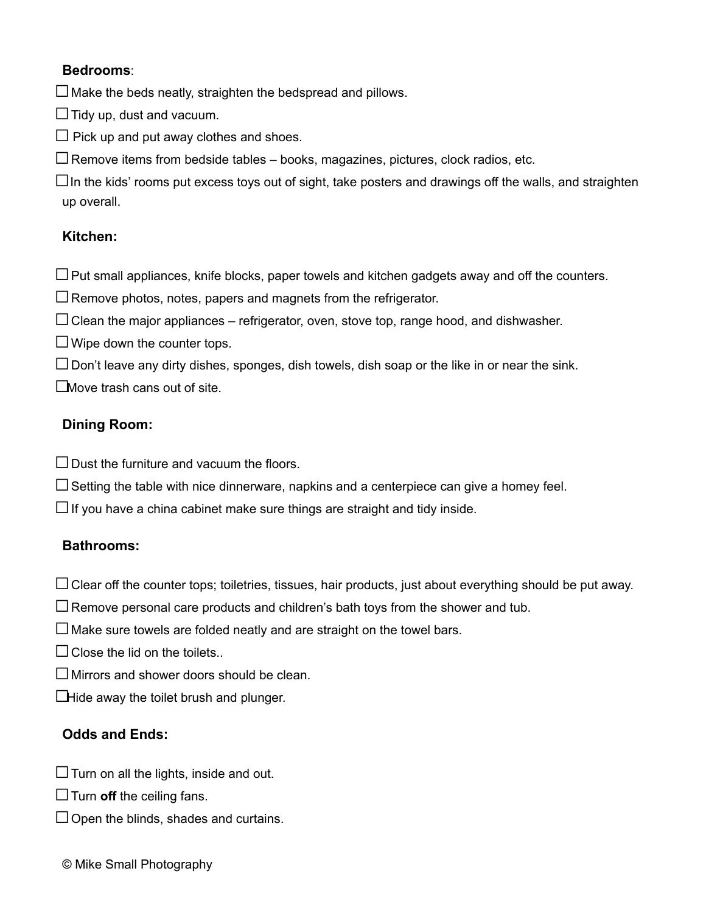**Bedrooms**:

- ☐ Make the beds neatly, straighten the bedspread and pillows.
- ☐ Tidy up, dust and vacuum.
- ☐ Pick up and put away clothes and shoes.
- ☐ Remove items from bedside tables – books, magazines, pictures, clock radios, etc.
- ☐ In the kids' rooms put excess toys out of sight, take posters and drawings off the walls, and straighten up overall.

**Kitchen:**

- ☐ Put small appliances, knife blocks, paper towels and kitchen gadgets away and off the counters.
- ☐ Remove photos, notes, papers and magnets from the refrigerator.
- ☐ Clean the major appliances – refrigerator, oven, stove top, range hood, and dishwasher.
- ☐ Wipe down the counter tops.
- ☐ Don't leave any dirty dishes, sponges, dish towels, dish soap or the like in or near the sink.
- ☐ Move trash cans out of site.

**Dining Room:**

- ☐ Dust the furniture and vacuum the floors.
- ☐ Setting the table with nice dinnerware, napkins and a centerpiece can give a homey feel.
- ☐ If you have a china cabinet make sure things are straight and tidy inside.

**Bathrooms:**

- ☐ Clear off the counter tops; toiletries, tissues, hair products, just about everything should be put away.
- ☐ Remove personal care products and children's bath toys from the shower and tub.
- ☐ Make sure towels are folded neatly and are straight on the towel bars.
- ☐ Close the lid on the toilets..
- ☐ Mirrors and shower doors should be clean.
- ☐ Hide away the toilet brush and plunger.

**Odds and Ends:**

- ☐ Turn on all the lights, inside and out.
- ☐ Turn **off** the ceiling fans.
- ☐ Open the blinds, shades and curtains.

© Mike Small Photography